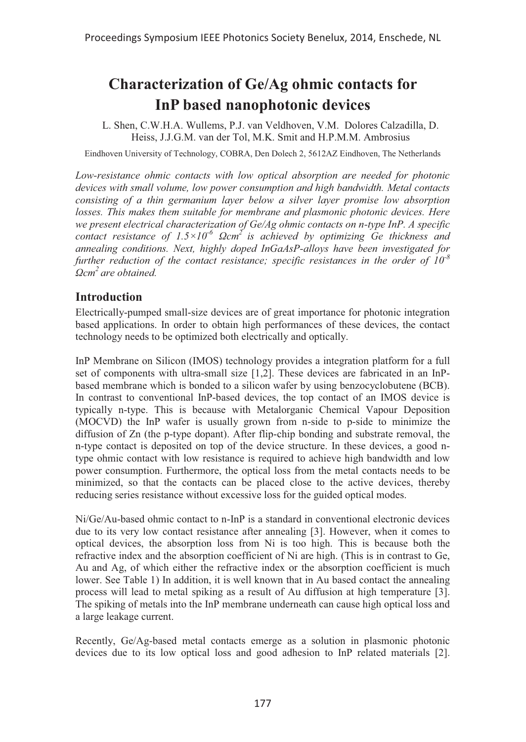# Characterization of Ge/Ag ohmic contacts for InP based nanophotonic devices

L. Shen, C.W.H.A. Wullems, P.J. van Veldhoven, V.M. Dolores Calzadilla, D. Heiss, J.J.G.M. van der Tol, M.K. Smit and H.P.M.M. Ambrosius

Eindhoven University of Technology, COBRA, Den Dolech 2, 5612AZ Eindhoven, The Netherlands

*Low-resistance ohmic contacts with low optical absorption are needed for photonic devices with small volume, low power consumption and high bandwidth. Metal contacts consisting of a thin germanium layer below a silver layer promise low absorption losses. This makes them suitable for membrane and plasmonic photonic devices. Here we present electrical characterization of Ge/Ag ohmic contacts on n-type InP. A specific contact resistance of $1.5\times10^{-6}$ $\Omega cm^2$ is achieved by optimizing Ge thickness and annealing conditions. Next, highly doped InGaAsP-alloys have been investigated for further reduction of the contact resistance; specific resistances in the order of $10^{-8}$ $\Omega cm^2$ are obtained.*

## Introduction

Electrically-pumped small-size devices are of great importance for photonic integration based applications. In order to obtain high performances of these devices, the contact technology needs to be optimized both electrically and optically.

InP Membrane on Silicon (IMOS) technology provides a integration platform for a full set of components with ultra-small size [1,2]. These devices are fabricated in an InP-based membrane which is bonded to a silicon wafer by using benzocyclobutene (BCB). In contrast to conventional InP-based devices, the top contact of an IMOS device is typically n-type. This is because with Metalorganic Chemical Vapour Deposition (MOCVD) the InP wafer is usually grown from n-side to p-side to minimize the diffusion of Zn (the p-type dopant). After flip-chip bonding and substrate removal, the n-type contact is deposited on top of the device structure. In these devices, a good n-type ohmic contact with low resistance is required to achieve high bandwidth and low power consumption. Furthermore, the optical loss from the metal contacts needs to be minimized, so that the contacts can be placed close to the active devices, thereby reducing series resistance without excessive loss for the guided optical modes.

Ni/Ge/Au-based ohmic contact to n-InP is a standard in conventional electronic devices due to its very low contact resistance after annealing [3]. However, when it comes to optical devices, the absorption loss from Ni is too high. This is because both the refractive index and the absorption coefficient of Ni are high. (This is in contrast to Ge, Au and Ag, of which either the refractive index or the absorption coefficient is much lower. See Table 1) In addition, it is well known that in Au based contact the annealing process will lead to metal spiking as a result of Au diffusion at high temperature [3]. The spiking of metals into the InP membrane underneath can cause high optical loss and a large leakage current.

Recently, Ge/Ag-based metal contacts emerge as a solution in plasmonic photonic devices due to its low optical loss and good adhesion to InP related materials [2].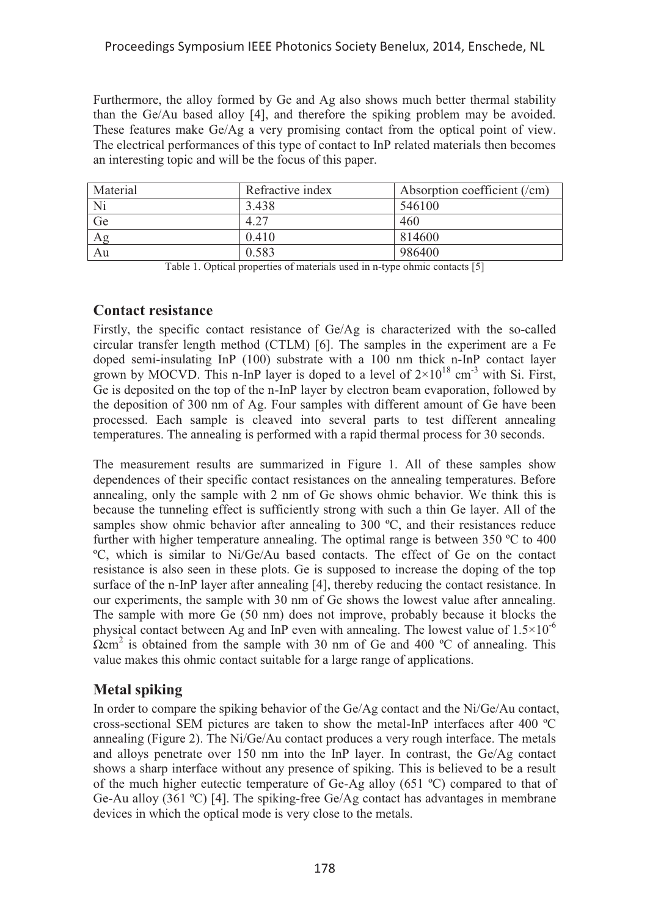Furthermore, the alloy formed by Ge and Ag also shows much better thermal stability than the Ge/Au based alloy [4], and therefore the spiking problem may be avoided. These features make Ge/Ag a very promising contact from the optical point of view. The electrical performances of this type of contact to InP related materials then becomes an interesting topic and will be the focus of this paper.

| Material | Refractive index | Absorption coefficient (/cm) |
|---|---|---|
| Ni | 3.438 | 546100 |
| Ge | 4.27 | 460 |
| Ag | 0.410 | 814600 |
| Au | 0.583 | 986400 |

Table 1. Optical properties of materials used in n-type ohmic contacts [5]

## Contact resistance

Firstly, the specific contact resistance of Ge/Ag is characterized with the so-called circular transfer length method (CTLM) [6]. The samples in the experiment are a Fe doped semi-insulating InP (100) substrate with a 100 nm thick n-InP contact layer grown by MOCVD. This n-InP layer is doped to a level of $2\times10^{18}$ $cm^{-3}$ with Si. First, Ge is deposited on the top of the n-InP layer by electron beam evaporation, followed by the deposition of 300 nm of Ag. Four samples with different amount of Ge have been processed. Each sample is cleaved into several parts to test different annealing temperatures. The annealing is performed with a rapid thermal process for 30 seconds.

The measurement results are summarized in Figure 1. All of these samples show dependences of their specific contact resistances on the annealing temperatures. Before annealing, only the sample with 2 nm of Ge shows ohmic behavior. We think this is because the tunneling effect is sufficiently strong with such a thin Ge layer. All of the samples show ohmic behavior after annealing to 300 ºC, and their resistances reduce further with higher temperature annealing. The optimal range is between 350 ºC to 400 ºC, which is similar to Ni/Ge/Au based contacts. The effect of Ge on the contact resistance is also seen in these plots. Ge is supposed to increase the doping of the top surface of the n-InP layer after annealing [4], thereby reducing the contact resistance. In our experiments, the sample with 30 nm of Ge shows the lowest value after annealing. The sample with more Ge (50 nm) does not improve, probably because it blocks the physical contact between Ag and InP even with annealing. The lowest value of $1.5\times10^{-6}$ $\Omega cm^2$ is obtained from the sample with 30 nm of Ge and 400 ºC of annealing. This value makes this ohmic contact suitable for a large range of applications.

## Metal spiking

In order to compare the spiking behavior of the Ge/Ag contact and the Ni/Ge/Au contact, cross-sectional SEM pictures are taken to show the metal-InP interfaces after 400 ºC annealing (Figure 2). The Ni/Ge/Au contact produces a very rough interface. The metals and alloys penetrate over 150 nm into the InP layer. In contrast, the Ge/Ag contact shows a sharp interface without any presence of spiking. This is believed to be a result of the much higher eutectic temperature of Ge-Ag alloy (651 ºC) compared to that of Ge-Au alloy (361 ºC) [4]. The spiking-free Ge/Ag contact has advantages in membrane devices in which the optical mode is very close to the metals.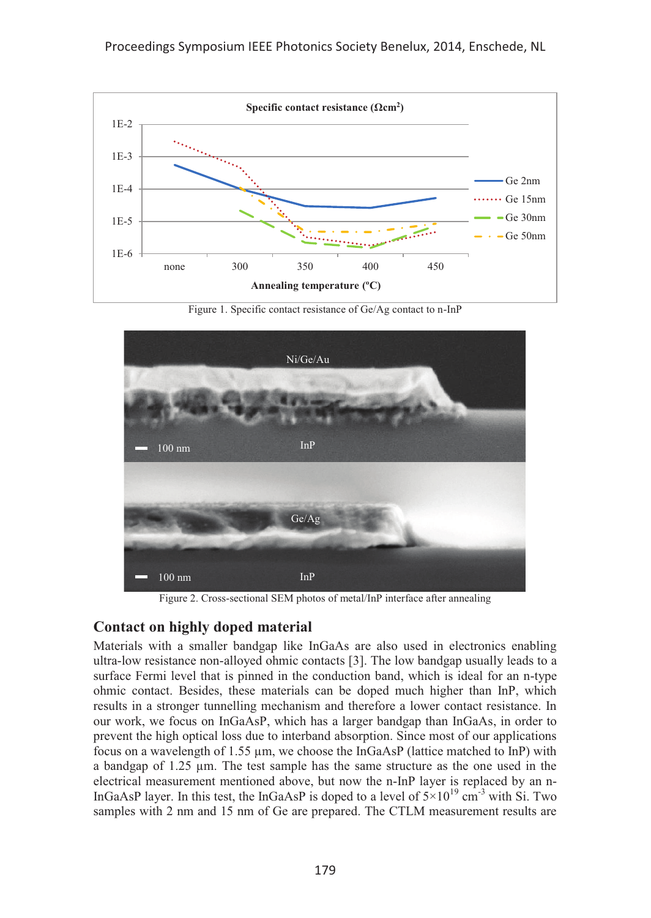Figure 1. Specific contact resistance of Ge/Ag contact to n-InP

Figure 2. Cross-sectional SEM photos of metal/InP interface after annealing

## Contact on highly doped material

Materials with a smaller bandgap like InGaAs are also used in electronics enabling ultra-low resistance non-alloyed ohmic contacts [3]. The low bandgap usually leads to a surface Fermi level that is pinned in the conduction band, which is ideal for an n-type ohmic contact. Besides, these materials can be doped much higher than InP, which results in a stronger tunnelling mechanism and therefore a lower contact resistance. In our work, we focus on InGaAsP, which has a larger bandgap than InGaAs, in order to prevent the high optical loss due to interband absorption. Since most of our applications focus on a wavelength of 1.55 µm, we choose the InGaAsP (lattice matched to InP) with a bandgap of 1.25 µm. The test sample has the same structure as the one used in the electrical measurement mentioned above, but now the n-InP layer is replaced by an n-InGaAsP layer. In this test, the InGaAsP is doped to a level of $5\times10^{19}$ $cm^{-3}$ with Si. Two samples with 2 nm and 15 nm of Ge are prepared. The CTLM measurement results are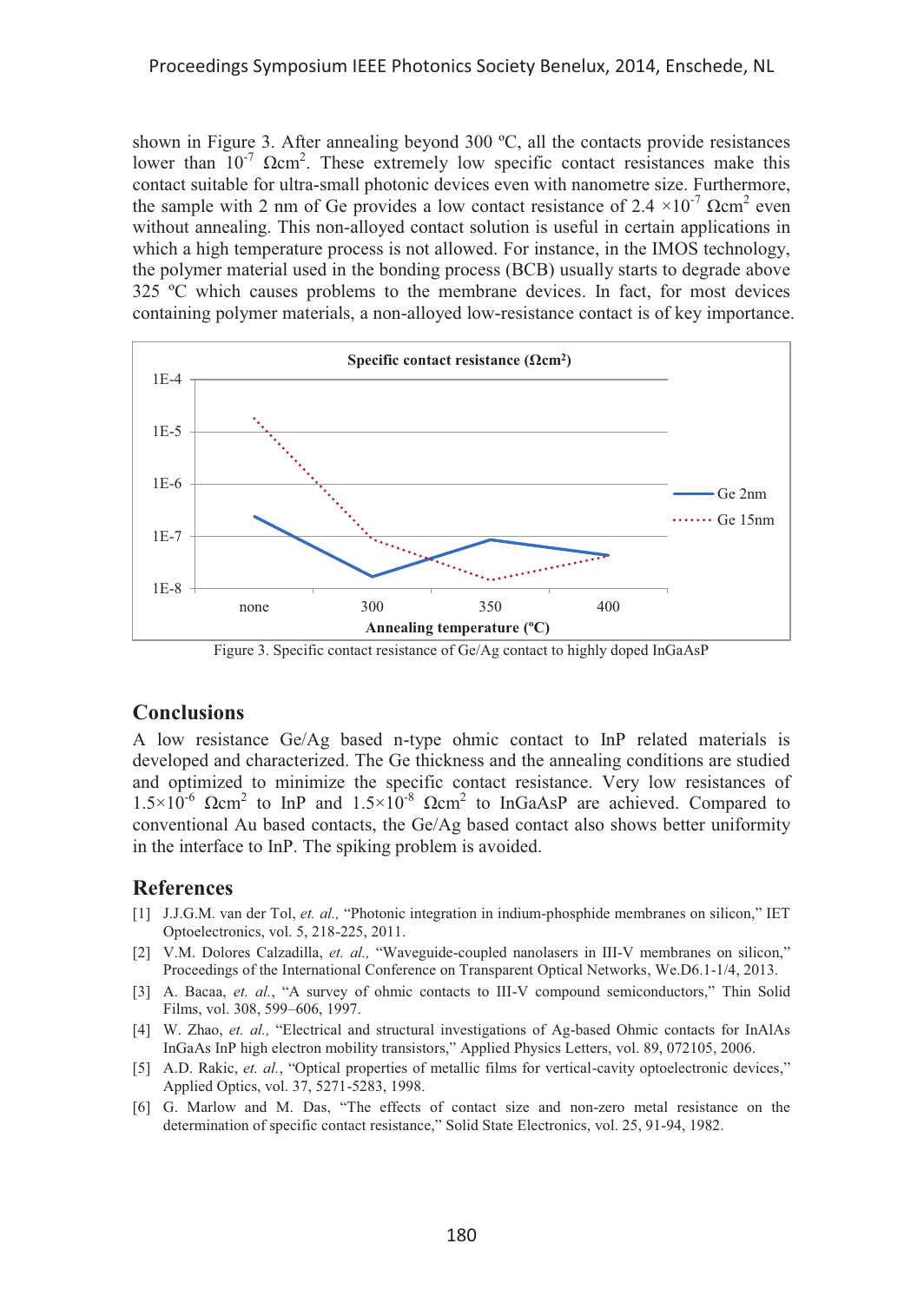shown in Figure 3. After annealing beyond 300 ºC, all the contacts provide resistances lower than $10^{-7}$ Ωcm$^2$. These extremely low specific contact resistances make this contact suitable for ultra-small photonic devices even with nanometre size. Furthermore, the sample with 2 nm of Ge provides a low contact resistance of 2.4 $\times 10^{-7}$ Ωcm$^2$ even without annealing. This non-alloyed contact solution is useful in certain applications in which a high temperature process is not allowed. For instance, in the IMOS technology, the polymer material used in the bonding process (BCB) usually starts to degrade above 325 ºC which causes problems to the membrane devices. In fact, for most devices containing polymer materials, a non-alloyed low-resistance contact is of key importance.

Specific contact resistance (Ωcm²)

1E-4
1E-5
1E-6
1E-7
1E-8

none
300
350
400

Annealing temperature (ºC)

Ge 2nm
Ge 15nm

Figure 3. Specific contact resistance of Ge/Ag contact to highly doped InGaAsP

## Conclusions

A low resistance Ge/Ag based n-type ohmic contact to InP related materials is developed and characterized. The Ge thickness and the annealing conditions are studied and optimized to minimize the specific contact resistance. Very low resistances of $1.5\times10^{-6}$ Ωcm$^2$ to InP and $1.5\times10^{-8}$ Ωcm$^2$ to InGaAsP are achieved. Compared to conventional Au based contacts, the Ge/Ag based contact also shows better uniformity in the interface to InP. The spiking problem is avoided.

## References

[1] J.J.G.M. van der Tol, *et. al.,* "Photonic integration in indium-phosphide membranes on silicon," IET Optoelectronics, vol. 5, 218-225, 2011.

[2] V.M. Dolores Calzadilla, *et. al.,* "Waveguide-coupled nanolasers in III-V membranes on silicon," Proceedings of the International Conference on Transparent Optical Networks, We.D6.1-1/4, 2013.

[3] A. Bacaa, *et. al.*, "A survey of ohmic contacts to III-V compound semiconductors," Thin Solid Films, vol. 308, 599–606, 1997.

[4] W. Zhao, *et. al.,* "Electrical and structural investigations of Ag-based Ohmic contacts for InAlAs InGaAs InP high electron mobility transistors," Applied Physics Letters, vol. 89, 072105, 2006.

[5] A.D. Rakic, *et. al.*, "Optical properties of metallic films for vertical-cavity optoelectronic devices," Applied Optics, vol. 37, 5271-5283, 1998.

[6] G. Marlow and M. Das, "The effects of contact size and non-zero metal resistance on the determination of specific contact resistance," Solid State Electronics, vol. 25, 91-94, 1982.